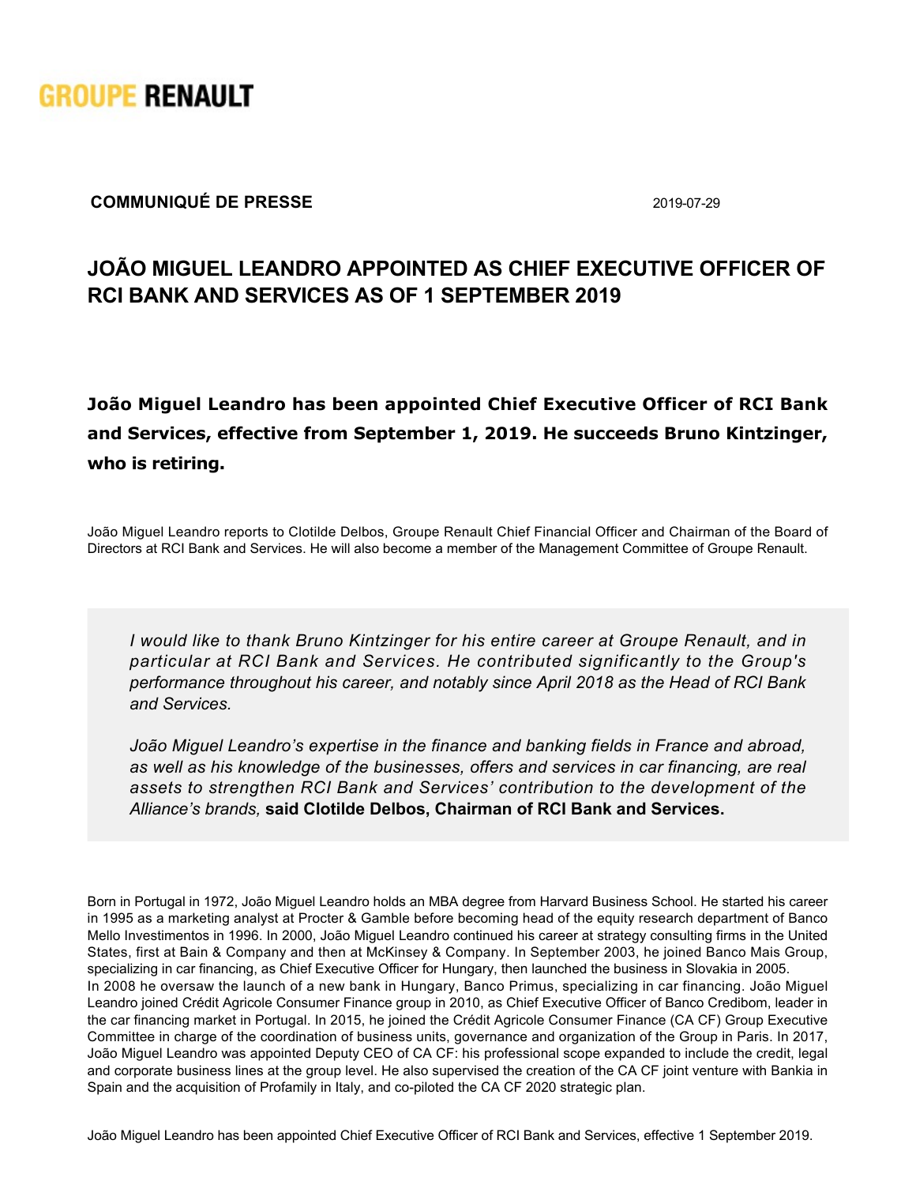GROUPE RENAULT

**COMMUNIQUÉ DE PRESSE** 2019-07-29

# JOÃO MIGUEL LEANDRO APPOINTED AS CHIEF EXECUTIVE OFFICER OF RCI BANK AND SERVICES AS OF 1 SEPTEMBER 2019

**João Miguel Leandro has been appointed Chief Executive Officer of RCI Bank and Services, effective from September 1, 2019. He succeeds Bruno Kintzinger, who is retiring.**

João Miguel Leandro reports to Clotilde Delbos, Groupe Renault Chief Financial Officer and Chairman of the Board of Directors at RCI Bank and Services. He will also become a member of the Management Committee of Groupe Renault.

> *I would like to thank Bruno Kintzinger for his entire career at Groupe Renault, and in particular at RCI Bank and Services. He contributed significantly to the Group's performance throughout his career, and notably since April 2018 as the Head of RCI Bank and Services.*
>
> *João Miguel Leandro's expertise in the finance and banking fields in France and abroad, as well as his knowledge of the businesses, offers and services in car financing, are real assets to strengthen RCI Bank and Services' contribution to the development of the Alliance's brands,* **said Clotilde Delbos, Chairman of RCI Bank and Services.**

Born in Portugal in 1972, João Miguel Leandro holds an MBA degree from Harvard Business School. He started his career in 1995 as a marketing analyst at Procter & Gamble before becoming head of the equity research department of Banco Mello Investimentos in 1996. In 2000, João Miguel Leandro continued his career at strategy consulting firms in the United States, first at Bain & Company and then at McKinsey & Company. In September 2003, he joined Banco Mais Group, specializing in car financing, as Chief Executive Officer for Hungary, then launched the business in Slovakia in 2005.
In 2008 he oversaw the launch of a new bank in Hungary, Banco Primus, specializing in car financing. João Miguel Leandro joined Crédit Agricole Consumer Finance group in 2010, as Chief Executive Officer of Banco Credibom, leader in the car financing market in Portugal. In 2015, he joined the Crédit Agricole Consumer Finance (CA CF) Group Executive Committee in charge of the coordination of business units, governance and organization of the Group in Paris. In 2017, João Miguel Leandro was appointed Deputy CEO of CA CF: his professional scope expanded to include the credit, legal and corporate business lines at the group level. He also supervised the creation of the CA CF joint venture with Bankia in Spain and the acquisition of Profamily in Italy, and co-piloted the CA CF 2020 strategic plan.

João Miguel Leandro has been appointed Chief Executive Officer of RCI Bank and Services, effective 1 September 2019.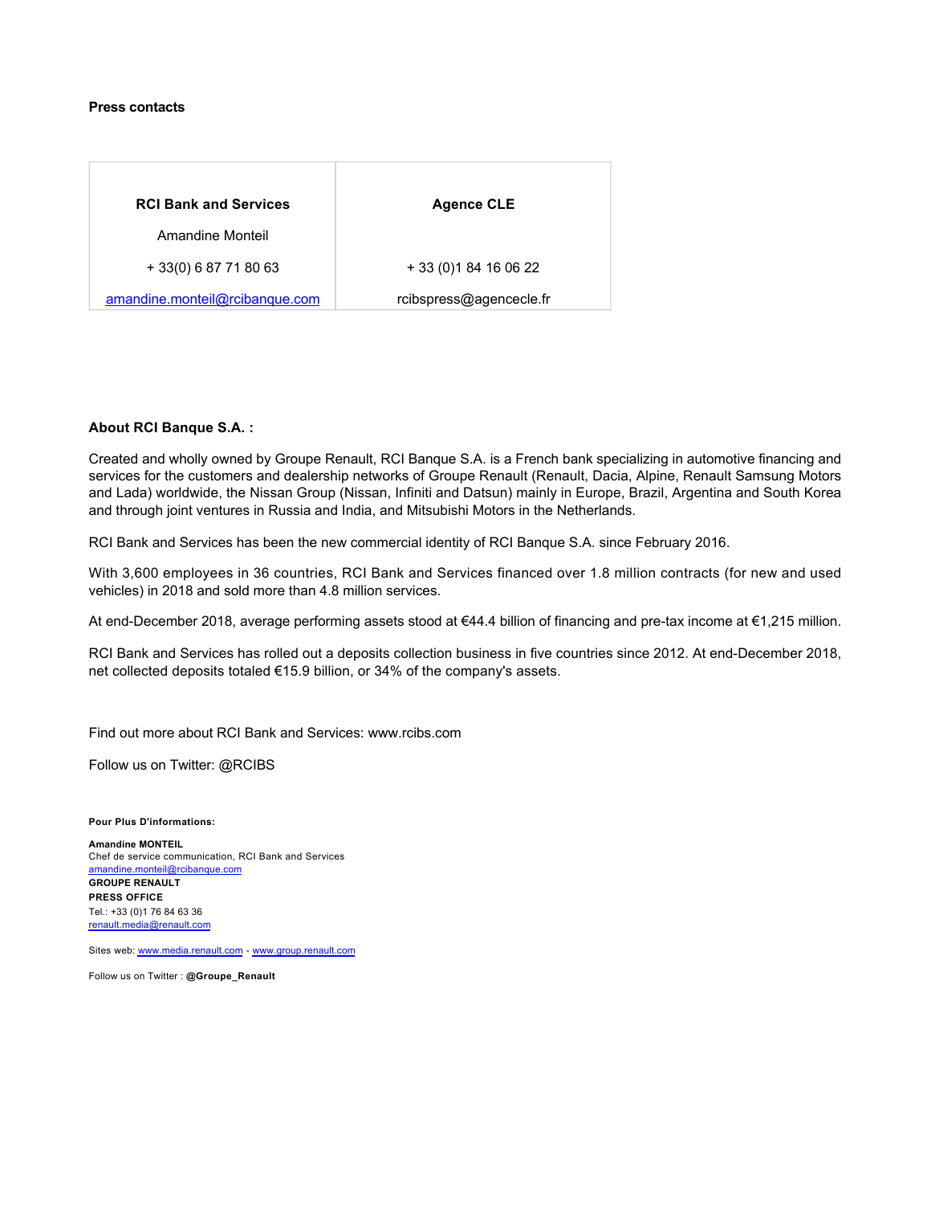**Press contacts**

| RCI Bank and Services | Agence CLE |
|---|---|
| Amandine Monteil | |
| + 33(0) 6 87 71 80 63 | + 33 (0)1 84 16 06 22 |
| amandine.monteil@rcibanque.com | rcibspress@agencecle.fr |

**About RCI Banque S.A. :**

Created and wholly owned by Groupe Renault, RCI Banque S.A. is a French bank specializing in automotive financing and services for the customers and dealership networks of Groupe Renault (Renault, Dacia, Alpine, Renault Samsung Motors and Lada) worldwide, the Nissan Group (Nissan, Infiniti and Datsun) mainly in Europe, Brazil, Argentina and South Korea and through joint ventures in Russia and India, and Mitsubishi Motors in the Netherlands.

RCI Bank and Services has been the new commercial identity of RCI Banque S.A. since February 2016.

With 3,600 employees in 36 countries, RCI Bank and Services financed over 1.8 million contracts (for new and used vehicles) in 2018 and sold more than 4.8 million services.

At end-December 2018, average performing assets stood at €44.4 billion of financing and pre-tax income at €1,215 million.

RCI Bank and Services has rolled out a deposits collection business in five countries since 2012. At end-December 2018, net collected deposits totaled €15.9 billion, or 34% of the company's assets.

Find out more about RCI Bank and Services: www.rcibs.com

Follow us on Twitter: @RCIBS

**Pour Plus D'informations:**

**Amandine MONTEIL**
Chef de service communication, RCI Bank and Services
amandine.monteil@rcibanque.com
**GROUPE RENAULT**
**PRESS OFFICE**
Tel.: +33 (0)1 76 84 63 36
renault.media@renault.com

Sites web: www.media.renault.com - www.group.renault.com

Follow us on Twitter : **@Groupe_Renault**